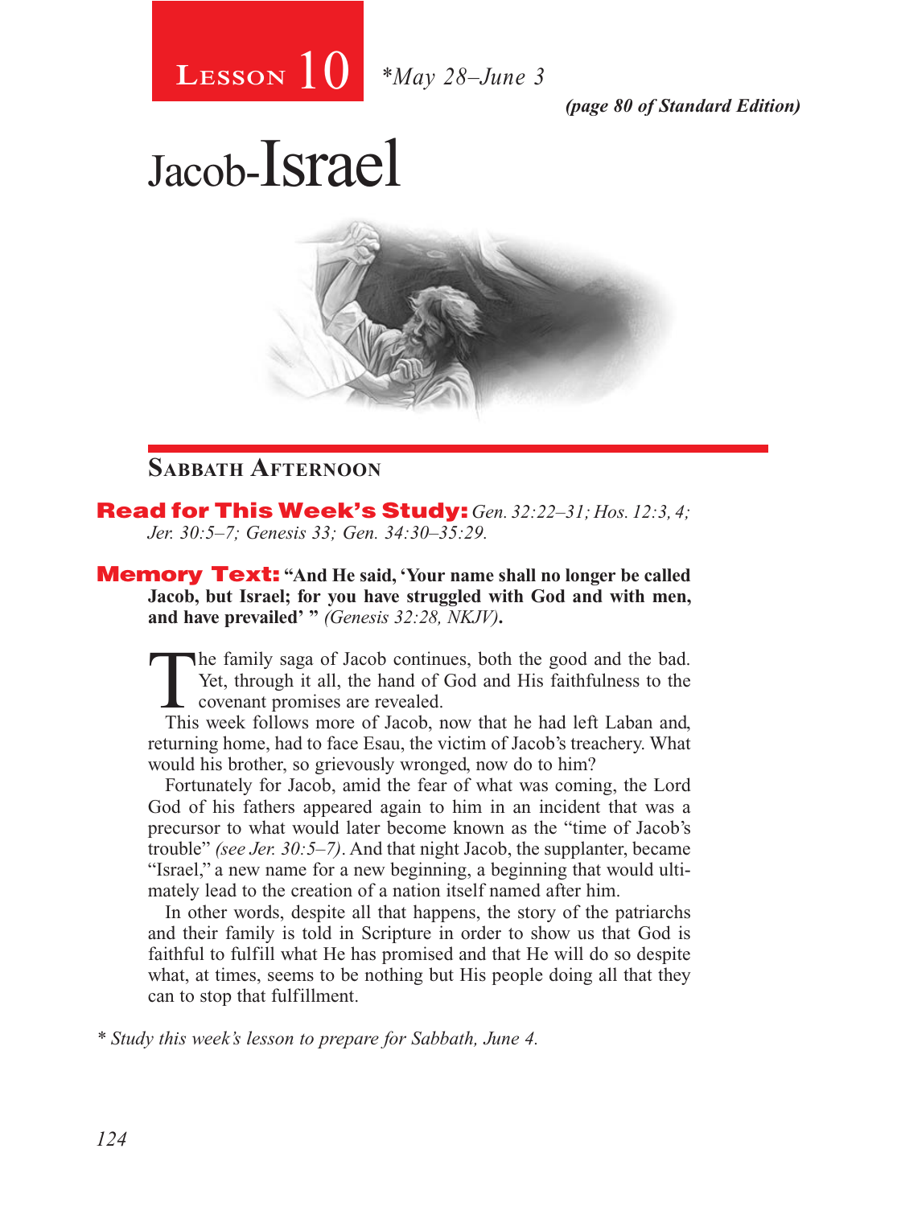# Lesson 10 *May 28–June 3

*(page 80 of Standard Edition)*

# Jacob-Israel

## Sabbath Afternoon

**Read for This Week's Study:** *Gen. 32:22–31; Hos. 12:3, 4; Jer. 30:5–7; Genesis 33; Gen. 34:30–35:29.*

**Memory Text:** **"And He said, 'Your name shall no longer be called Jacob, but Israel; for you have struggled with God and with men, and have prevailed' "** *(Genesis 32:28, NKJV)***.**

The family saga of Jacob continues, both the good and the bad. Yet, through it all, the hand of God and His faithfulness to the covenant promises are revealed.

This week follows more of Jacob, now that he had left Laban and, returning home, had to face Esau, the victim of Jacob's treachery. What would his brother, so grievously wronged, now do to him?

Fortunately for Jacob, amid the fear of what was coming, the Lord God of his fathers appeared again to him in an incident that was a precursor to what would later become known as the "time of Jacob's trouble" *(see Jer. 30:5–7)*. And that night Jacob, the supplanter, became "Israel," a new name for a new beginning, a beginning that would ultimately lead to the creation of a nation itself named after him.

In other words, despite all that happens, the story of the patriarchs and their family is told in Scripture in order to show us that God is faithful to fulfill what He has promised and that He will do so despite what, at times, seems to be nothing but His people doing all that they can to stop that fulfillment.

*\* Study this week's lesson to prepare for Sabbath, June 4.*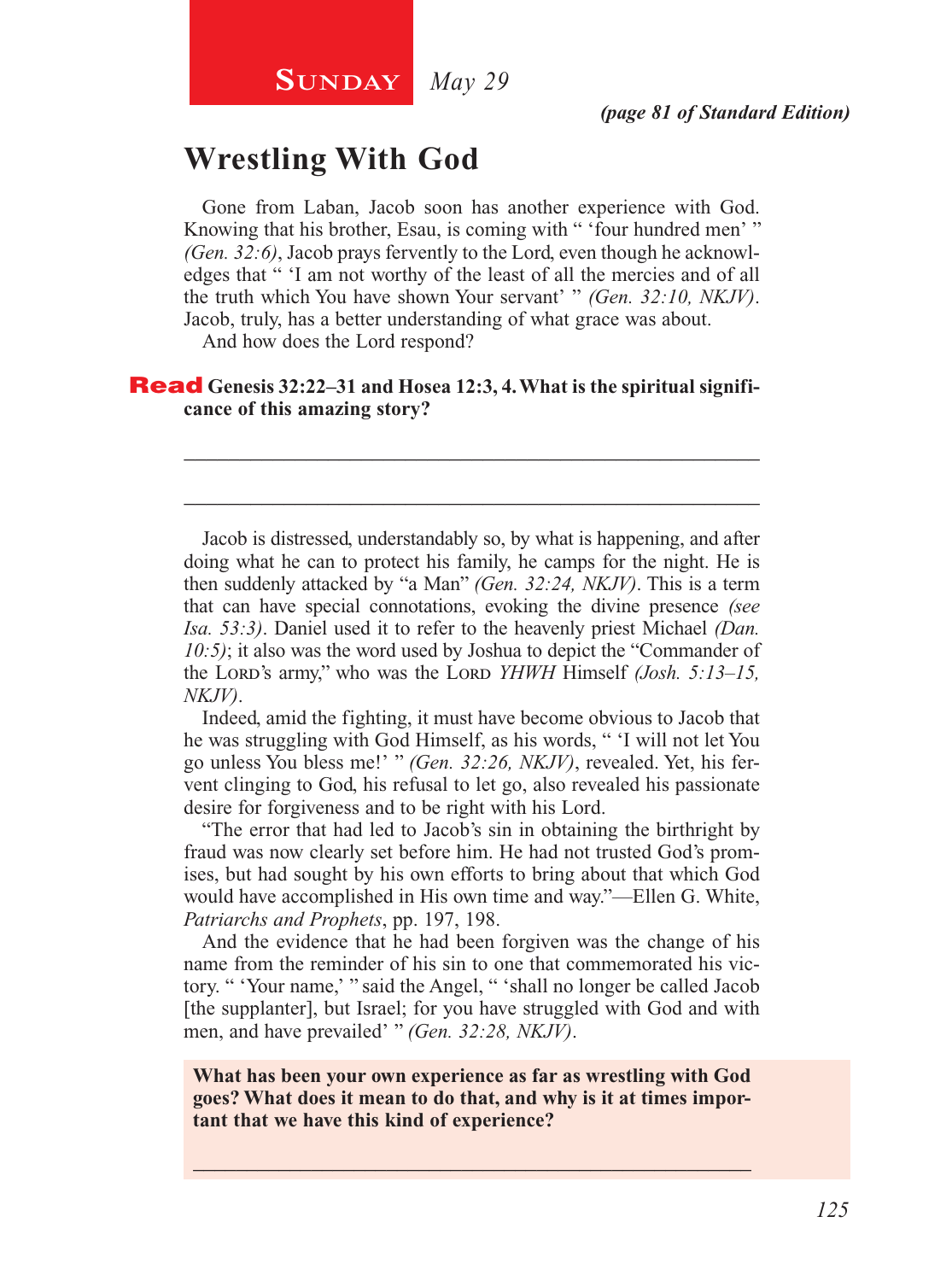**Sunday** *May 29*

*(page 81 of Standard Edition)*

# Wrestling With God

Gone from Laban, Jacob soon has another experience with God. Knowing that his brother, Esau, is coming with " 'four hundred men' " *(Gen. 32:6)*, Jacob prays fervently to the Lord, even though he acknowledges that " 'I am not worthy of the least of all the mercies and of all the truth which You have shown Your servant' " *(Gen. 32:10, NKJV)*. Jacob, truly, has a better understanding of what grace was about.

And how does the Lord respond?

**Read Genesis 32:22–31 and Hosea 12:3, 4. What is the spiritual significance of this amazing story?**

_______________________________________________________________

_______________________________________________________________

Jacob is distressed, understandably so, by what is happening, and after doing what he can to protect his family, he camps for the night. He is then suddenly attacked by "a Man" *(Gen. 32:24, NKJV)*. This is a term that can have special connotations, evoking the divine presence *(see Isa. 53:3)*. Daniel used it to refer to the heavenly priest Michael *(Dan. 10:5)*; it also was the word used by Joshua to depict the "Commander of the Lord's army," who was the Lord *YHWH* Himself *(Josh. 5:13–15, NKJV)*.

Indeed, amid the fighting, it must have become obvious to Jacob that he was struggling with God Himself, as his words, " 'I will not let You go unless You bless me!' " *(Gen. 32:26, NKJV)*, revealed. Yet, his fervent clinging to God, his refusal to let go, also revealed his passionate desire for forgiveness and to be right with his Lord.

"The error that had led to Jacob's sin in obtaining the birthright by fraud was now clearly set before him. He had not trusted God's promises, but had sought by his own efforts to bring about that which God would have accomplished in His own time and way."—Ellen G. White, *Patriarchs and Prophets*, pp. 197, 198.

And the evidence that he had been forgiven was the change of his name from the reminder of his sin to one that commemorated his victory. " 'Your name,' " said the Angel, " 'shall no longer be called Jacob [the supplanter], but Israel; for you have struggled with God and with men, and have prevailed' " *(Gen. 32:28, NKJV)*.

**What has been your own experience as far as wrestling with God goes? What does it mean to do that, and why is it at times important that we have this kind of experience?**

_______________________________________________________________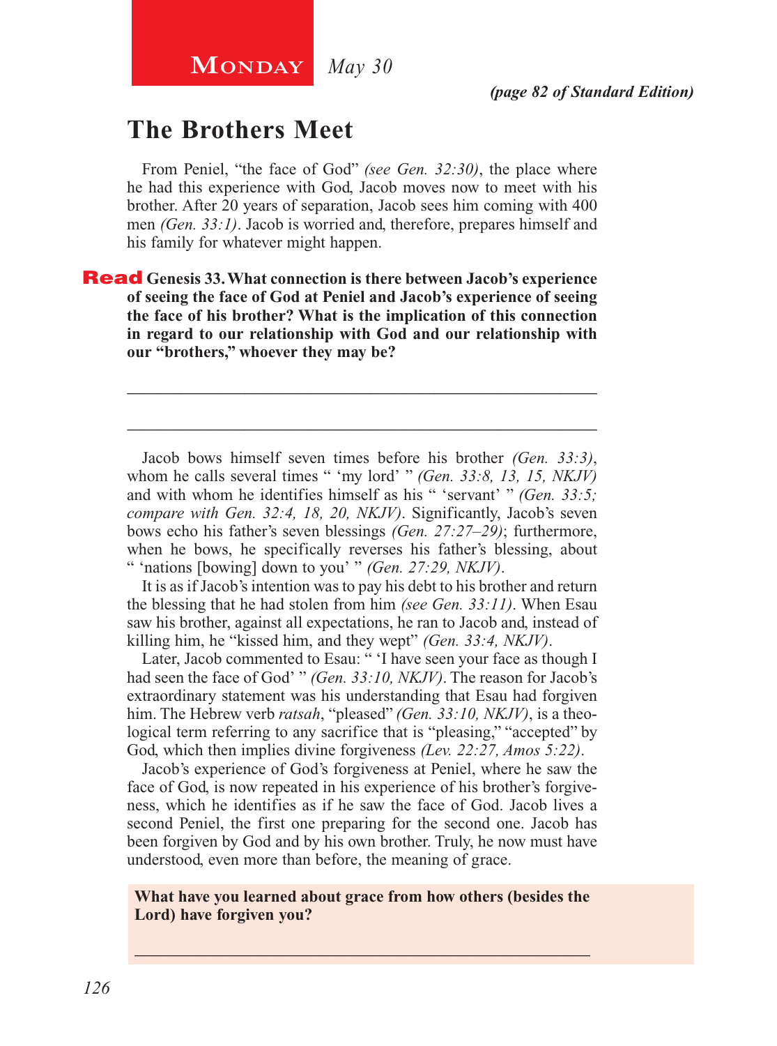**Monday** *May 30*

*(page 82 of Standard Edition)*

## The Brothers Meet

From Peniel, "the face of God" *(see Gen. 32:30)*, the place where he had this experience with God, Jacob moves now to meet with his brother. After 20 years of separation, Jacob sees him coming with 400 men *(Gen. 33:1)*. Jacob is worried and, therefore, prepares himself and his family for whatever might happen.

**Read Genesis 33. What connection is there between Jacob's experience of seeing the face of God at Peniel and Jacob's experience of seeing the face of his brother? What is the implication of this connection in regard to our relationship with God and our relationship with our "brothers," whoever they may be?**

_______________________________________________

_______________________________________________

Jacob bows himself seven times before his brother *(Gen. 33:3)*, whom he calls several times " 'my lord' " *(Gen. 33:8, 13, 15, NKJV)* and with whom he identifies himself as his " 'servant' " *(Gen. 33:5; compare with Gen. 32:4, 18, 20, NKJV)*. Significantly, Jacob's seven bows echo his father's seven blessings *(Gen. 27:27–29)*; furthermore, when he bows, he specifically reverses his father's blessing, about " 'nations [bowing] down to you' " *(Gen. 27:29, NKJV)*.

It is as if Jacob's intention was to pay his debt to his brother and return the blessing that he had stolen from him *(see Gen. 33:11)*. When Esau saw his brother, against all expectations, he ran to Jacob and, instead of killing him, he "kissed him, and they wept" *(Gen. 33:4, NKJV)*.

Later, Jacob commented to Esau: " 'I have seen your face as though I had seen the face of God' " *(Gen. 33:10, NKJV)*. The reason for Jacob's extraordinary statement was his understanding that Esau had forgiven him. The Hebrew verb *ratsah*, "pleased" *(Gen. 33:10, NKJV)*, is a theological term referring to any sacrifice that is "pleasing," "accepted" by God, which then implies divine forgiveness *(Lev. 22:27, Amos 5:22)*.

Jacob's experience of God's forgiveness at Peniel, where he saw the face of God, is now repeated in his experience of his brother's forgiveness, which he identifies as if he saw the face of God. Jacob lives a second Peniel, the first one preparing for the second one. Jacob has been forgiven by God and by his own brother. Truly, he now must have understood, even more than before, the meaning of grace.

**What have you learned about grace from how others (besides the Lord) have forgiven you?**

_______________________________________________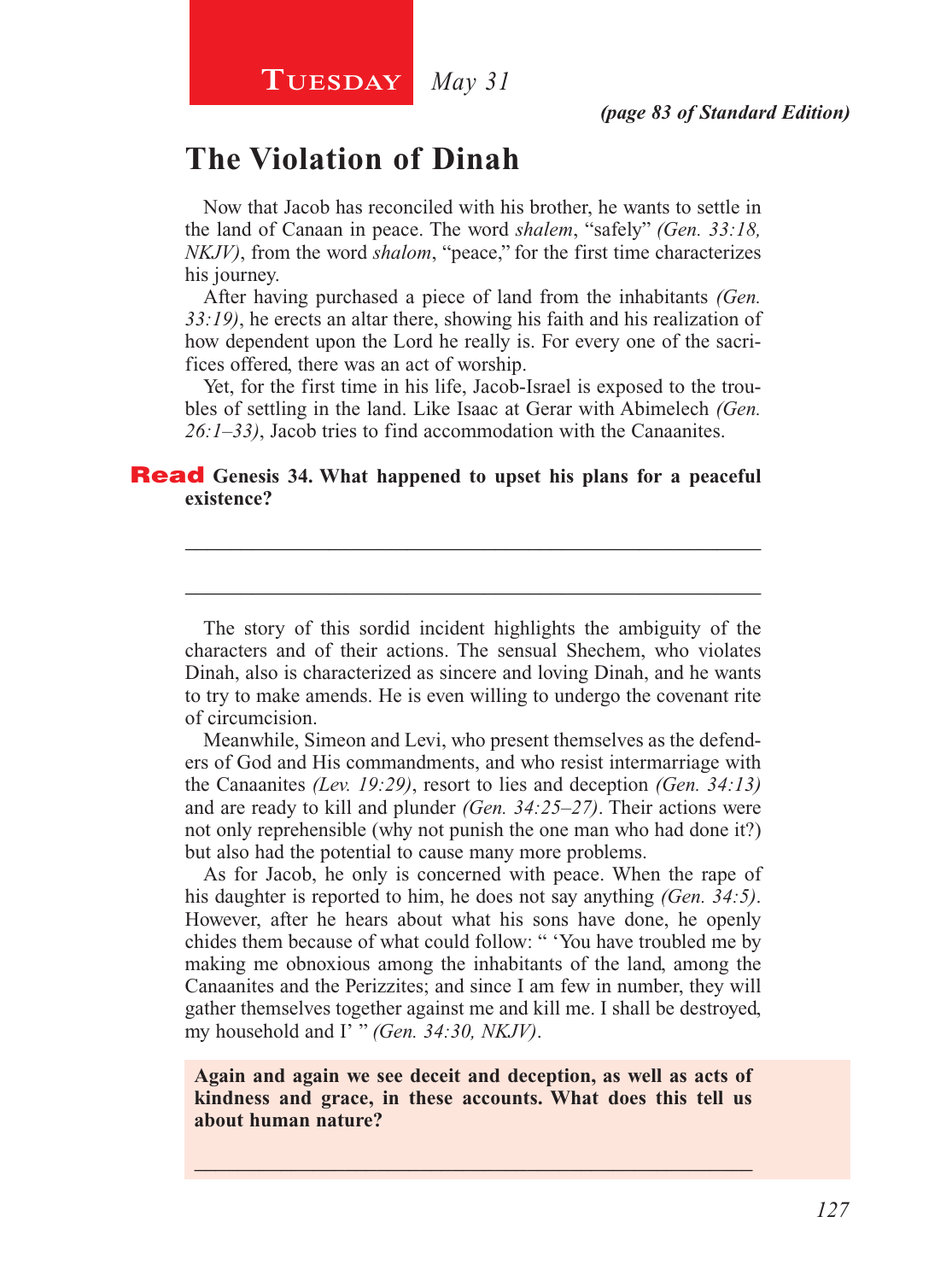**Tuesday** *May 31*

*(page 83 of Standard Edition)*

## The Violation of Dinah

Now that Jacob has reconciled with his brother, he wants to settle in the land of Canaan in peace. The word *shalem*, "safely" *(Gen. 33:18, NKJV)*, from the word *shalom*, "peace," for the first time characterizes his journey.

After having purchased a piece of land from the inhabitants *(Gen. 33:19)*, he erects an altar there, showing his faith and his realization of how dependent upon the Lord he really is. For every one of the sacrifices offered, there was an act of worship.

Yet, for the first time in his life, Jacob-Israel is exposed to the troubles of settling in the land. Like Isaac at Gerar with Abimelech *(Gen. 26:1–33)*, Jacob tries to find accommodation with the Canaanites.

**Read Genesis 34. What happened to upset his plans for a peaceful existence?**

_______________________________________________________

_______________________________________________________

The story of this sordid incident highlights the ambiguity of the characters and of their actions. The sensual Shechem, who violates Dinah, also is characterized as sincere and loving Dinah, and he wants to try to make amends. He is even willing to undergo the covenant rite of circumcision.

Meanwhile, Simeon and Levi, who present themselves as the defenders of God and His commandments, and who resist intermarriage with the Canaanites *(Lev. 19:29)*, resort to lies and deception *(Gen. 34:13)* and are ready to kill and plunder *(Gen. 34:25–27)*. Their actions were not only reprehensible (why not punish the one man who had done it?) but also had the potential to cause many more problems.

As for Jacob, he only is concerned with peace. When the rape of his daughter is reported to him, he does not say anything *(Gen. 34:5)*. However, after he hears about what his sons have done, he openly chides them because of what could follow: " 'You have troubled me by making me obnoxious among the inhabitants of the land, among the Canaanites and the Perizzites; and since I am few in number, they will gather themselves together against me and kill me. I shall be destroyed, my household and I' " *(Gen. 34:30, NKJV)*.

**Again and again we see deceit and deception, as well as acts of kindness and grace, in these accounts. What does this tell us about human nature?**

_______________________________________________________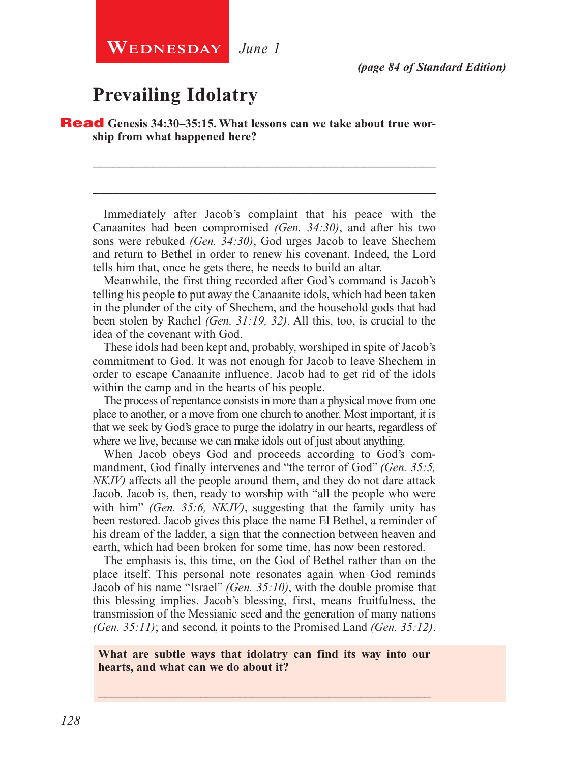**Wednesday** *June 1*

*(page 84 of Standard Edition)*

# Prevailing Idolatry

**Read Genesis 34:30–35:15. What lessons can we take about true worship from what happened here?**

_______________________________________________________

_______________________________________________________

Immediately after Jacob's complaint that his peace with the Canaanites had been compromised *(Gen. 34:30)*, and after his two sons were rebuked *(Gen. 34:30)*, God urges Jacob to leave Shechem and return to Bethel in order to renew his covenant. Indeed, the Lord tells him that, once he gets there, he needs to build an altar.

Meanwhile, the first thing recorded after God's command is Jacob's telling his people to put away the Canaanite idols, which had been taken in the plunder of the city of Shechem, and the household gods that had been stolen by Rachel *(Gen. 31:19, 32)*. All this, too, is crucial to the idea of the covenant with God.

These idols had been kept and, probably, worshiped in spite of Jacob's commitment to God. It was not enough for Jacob to leave Shechem in order to escape Canaanite influence. Jacob had to get rid of the idols within the camp and in the hearts of his people.

The process of repentance consists in more than a physical move from one place to another, or a move from one church to another. Most important, it is that we seek by God's grace to purge the idolatry in our hearts, regardless of where we live, because we can make idols out of just about anything.

When Jacob obeys God and proceeds according to God's commandment, God finally intervenes and "the terror of God" *(Gen. 35:5, NKJV)* affects all the people around them, and they do not dare attack Jacob. Jacob is, then, ready to worship with "all the people who were with him" *(Gen. 35:6, NKJV)*, suggesting that the family unity has been restored. Jacob gives this place the name El Bethel, a reminder of his dream of the ladder, a sign that the connection between heaven and earth, which had been broken for some time, has now been restored.

The emphasis is, this time, on the God of Bethel rather than on the place itself. This personal note resonates again when God reminds Jacob of his name "Israel" *(Gen. 35:10)*, with the double promise that this blessing implies. Jacob's blessing, first, means fruitfulness, the transmission of the Messianic seed and the generation of many nations *(Gen. 35:11)*; and second, it points to the Promised Land *(Gen. 35:12)*.

**What are subtle ways that idolatry can find its way into our hearts, and what can we do about it?**

_______________________________________________________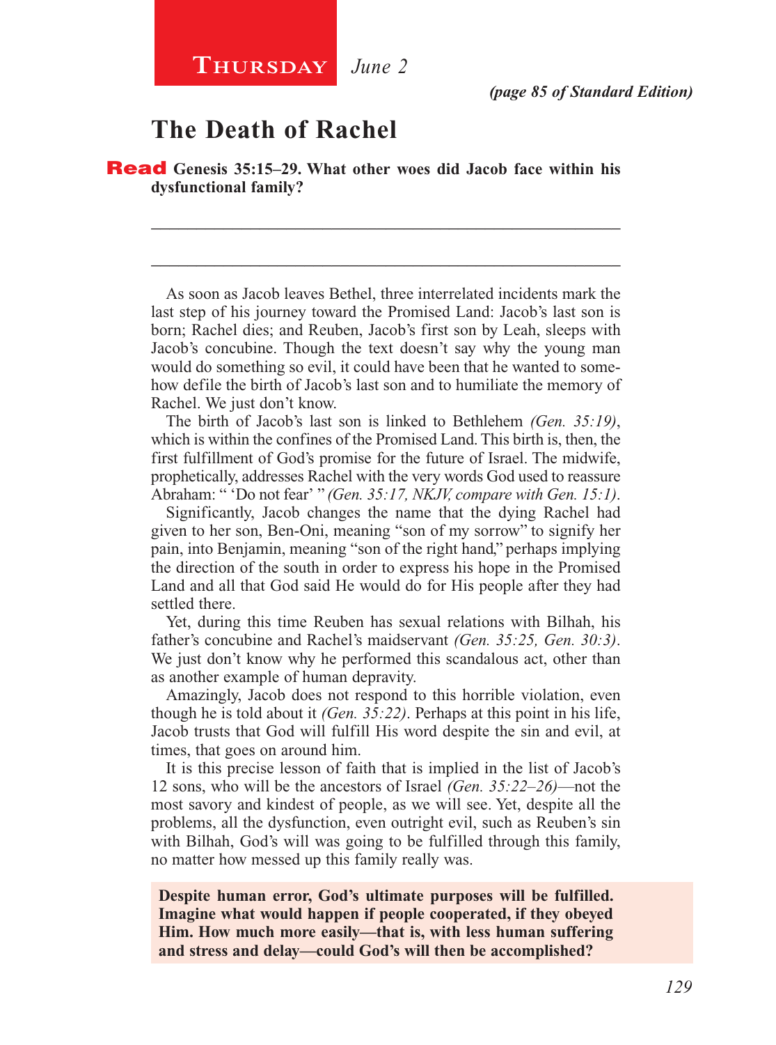**Thursday** *June 2*

***(page 85 of Standard Edition)***

# The Death of Rachel

**Read Genesis 35:15–29. What other woes did Jacob face within his dysfunctional family?**

_______________________________________________________________

_______________________________________________________________

As soon as Jacob leaves Bethel, three interrelated incidents mark the last step of his journey toward the Promised Land: Jacob's last son is born; Rachel dies; and Reuben, Jacob's first son by Leah, sleeps with Jacob's concubine. Though the text doesn't say why the young man would do something so evil, it could have been that he wanted to somehow defile the birth of Jacob's last son and to humiliate the memory of Rachel. We just don't know.

The birth of Jacob's last son is linked to Bethlehem *(Gen. 35:19)*, which is within the confines of the Promised Land. This birth is, then, the first fulfillment of God's promise for the future of Israel. The midwife, prophetically, addresses Rachel with the very words God used to reassure Abraham: " 'Do not fear' " *(Gen. 35:17, NKJV, compare with Gen. 15:1)*.

Significantly, Jacob changes the name that the dying Rachel had given to her son, Ben-Oni, meaning "son of my sorrow" to signify her pain, into Benjamin, meaning "son of the right hand," perhaps implying the direction of the south in order to express his hope in the Promised Land and all that God said He would do for His people after they had settled there.

Yet, during this time Reuben has sexual relations with Bilhah, his father's concubine and Rachel's maidservant *(Gen. 35:25, Gen. 30:3)*. We just don't know why he performed this scandalous act, other than as another example of human depravity.

Amazingly, Jacob does not respond to this horrible violation, even though he is told about it *(Gen. 35:22)*. Perhaps at this point in his life, Jacob trusts that God will fulfill His word despite the sin and evil, at times, that goes on around him.

It is this precise lesson of faith that is implied in the list of Jacob's 12 sons, who will be the ancestors of Israel *(Gen. 35:22–26)*—not the most savory and kindest of people, as we will see. Yet, despite all the problems, all the dysfunction, even outright evil, such as Reuben's sin with Bilhah, God's will was going to be fulfilled through this family, no matter how messed up this family really was.

**Despite human error, God's ultimate purposes will be fulfilled. Imagine what would happen if people cooperated, if they obeyed Him. How much more easily—that is, with less human suffering and stress and delay—could God's will then be accomplished?**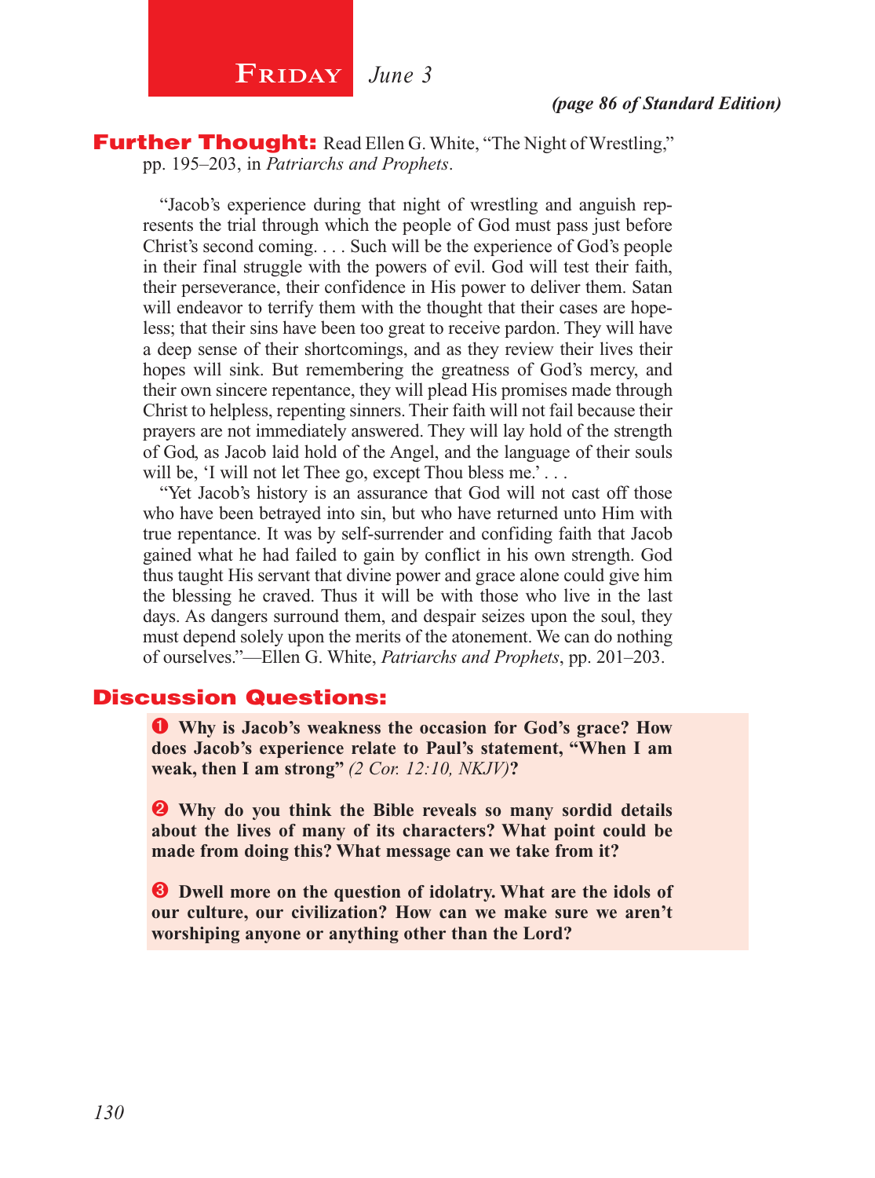## FRIDAY *June 3*

***(page 86 of Standard Edition)***

**Further Thought:** Read Ellen G. White, "The Night of Wrestling," pp. 195–203, in *Patriarchs and Prophets*.

"Jacob's experience during that night of wrestling and anguish represents the trial through which the people of God must pass just before Christ's second coming. . . . Such will be the experience of God's people in their final struggle with the powers of evil. God will test their faith, their perseverance, their confidence in His power to deliver them. Satan will endeavor to terrify them with the thought that their cases are hopeless; that their sins have been too great to receive pardon. They will have a deep sense of their shortcomings, and as they review their lives their hopes will sink. But remembering the greatness of God's mercy, and their own sincere repentance, they will plead His promises made through Christ to helpless, repenting sinners. Their faith will not fail because their prayers are not immediately answered. They will lay hold of the strength of God, as Jacob laid hold of the Angel, and the language of their souls will be, 'I will not let Thee go, except Thou bless me.' . . .

"Yet Jacob's history is an assurance that God will not cast off those who have been betrayed into sin, but who have returned unto Him with true repentance. It was by self-surrender and confiding faith that Jacob gained what he had failed to gain by conflict in his own strength. God thus taught His servant that divine power and grace alone could give him the blessing he craved. Thus it will be with those who live in the last days. As dangers surround them, and despair seizes upon the soul, they must depend solely upon the merits of the atonement. We can do nothing of ourselves."—Ellen G. White, *Patriarchs and Prophets*, pp. 201–203.

## Discussion Questions:

1. **Why is Jacob's weakness the occasion for God's grace? How does Jacob's experience relate to Paul's statement, "When I am weak, then I am strong"** *(2 Cor. 12:10, NKJV)***?**

2. **Why do you think the Bible reveals so many sordid details about the lives of many of its characters? What point could be made from doing this? What message can we take from it?**

3. **Dwell more on the question of idolatry. What are the idols of our culture, our civilization? How can we make sure we aren't worshiping anyone or anything other than the Lord?**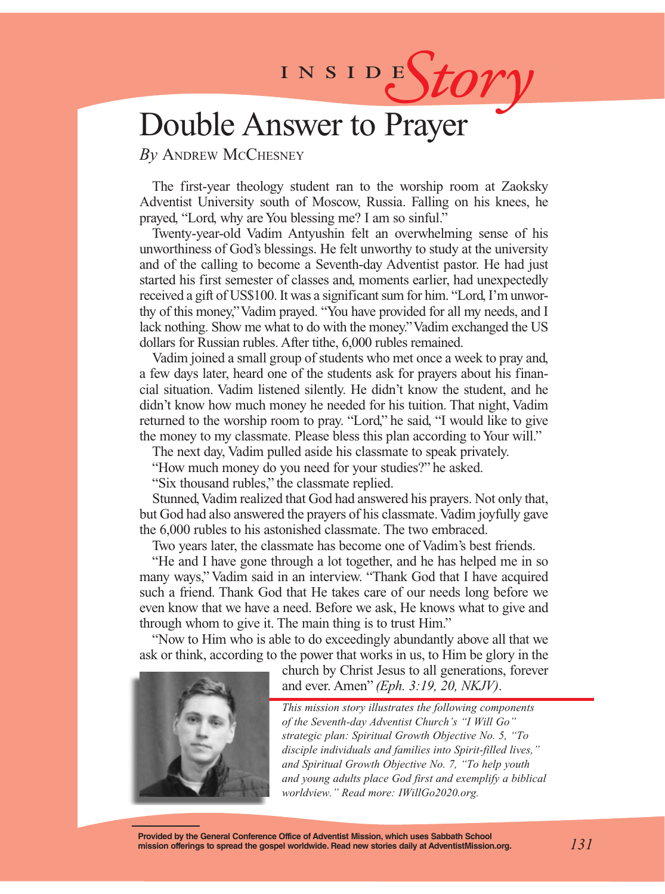INSIDE *Story*

# Double Answer to Prayer

*By* Andrew McChesney

The first-year theology student ran to the worship room at Zaoksky Adventist University south of Moscow, Russia. Falling on his knees, he prayed, "Lord, why are You blessing me? I am so sinful."

Twenty-year-old Vadim Antyushin felt an overwhelming sense of his unworthiness of God's blessings. He felt unworthy to study at the university and of the calling to become a Seventh-day Adventist pastor. He had just started his first semester of classes and, moments earlier, had unexpectedly received a gift of US$100. It was a significant sum for him. "Lord, I'm unworthy of this money," Vadim prayed. "You have provided for all my needs, and I lack nothing. Show me what to do with the money." Vadim exchanged the US dollars for Russian rubles. After tithe, 6,000 rubles remained.

Vadim joined a small group of students who met once a week to pray and, a few days later, heard one of the students ask for prayers about his financial situation. Vadim listened silently. He didn't know the student, and he didn't know how much money he needed for his tuition. That night, Vadim returned to the worship room to pray. "Lord," he said, "I would like to give the money to my classmate. Please bless this plan according to Your will."

The next day, Vadim pulled aside his classmate to speak privately.

"How much money do you need for your studies?" he asked.

"Six thousand rubles," the classmate replied.

Stunned, Vadim realized that God had answered his prayers. Not only that, but God had also answered the prayers of his classmate. Vadim joyfully gave the 6,000 rubles to his astonished classmate. The two embraced.

Two years later, the classmate has become one of Vadim's best friends.

"He and I have gone through a lot together, and he has helped me in so many ways," Vadim said in an interview. "Thank God that I have acquired such a friend. Thank God that He takes care of our needs long before we even know that we have a need. Before we ask, He knows what to give and through whom to give it. The main thing is to trust Him."

"Now to Him who is able to do exceedingly abundantly above all that we ask or think, according to the power that works in us, to Him be glory in the church by Christ Jesus to all generations, forever and ever. Amen" *(Eph. 3:19, 20, NKJV)*.

*This mission story illustrates the following components of the Seventh-day Adventist Church's "I Will Go" strategic plan: Spiritual Growth Objective No. 5, "To disciple individuals and families into Spirit-filled lives," and Spiritual Growth Objective No. 7, "To help youth and young adults place God first and exemplify a biblical worldview." Read more: IWillGo2020.org.*

**Provided by the General Conference Office of Adventist Mission, which uses Sabbath School mission offerings to spread the gospel worldwide. Read new stories daily at AdventistMission.org.**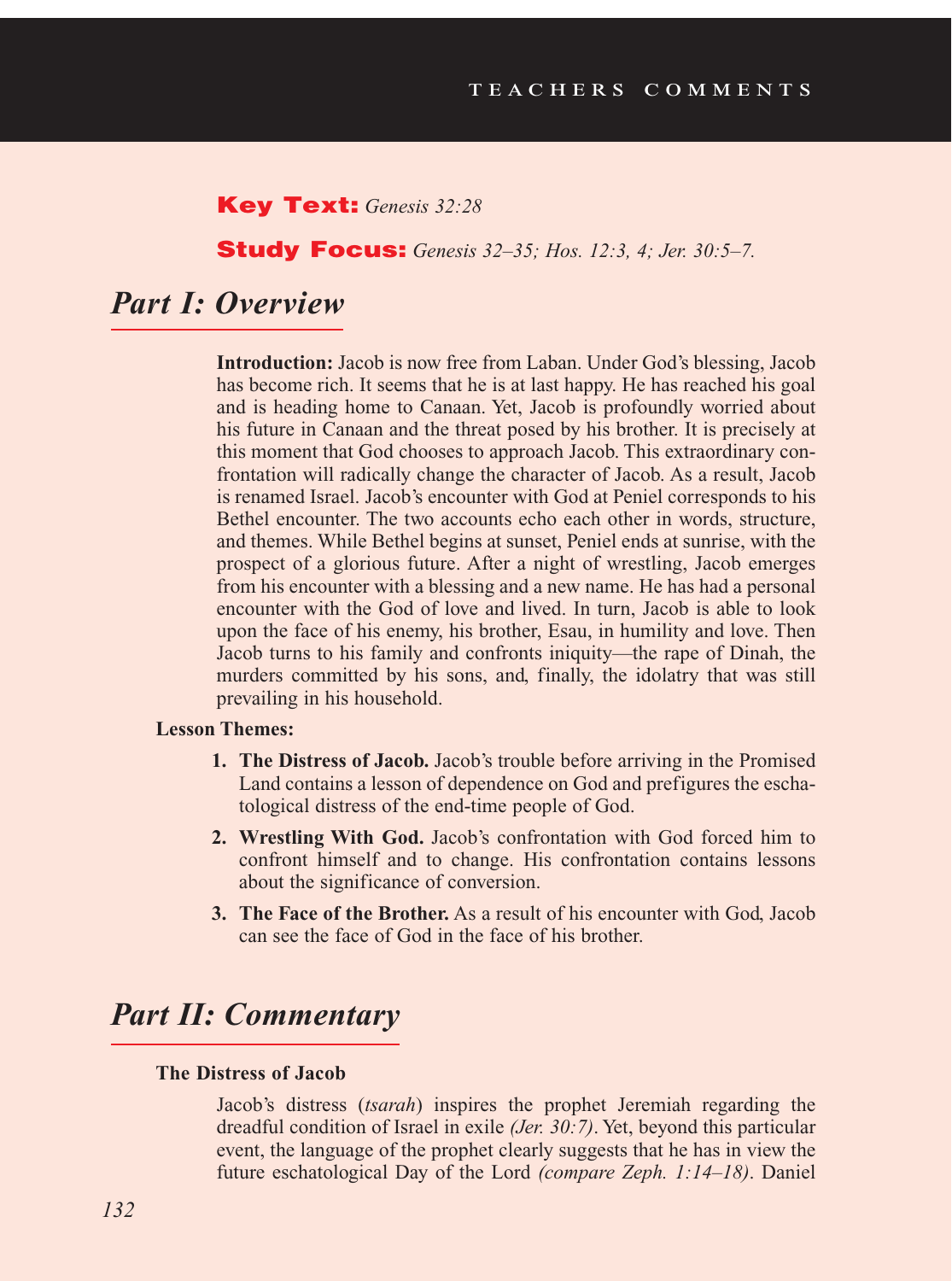TEACHERS COMMENTS

**Key Text:** *Genesis 32:28*

**Study Focus:** *Genesis 32–35; Hos. 12:3, 4; Jer. 30:5–7.*

## *Part I: Overview*

**Introduction:** Jacob is now free from Laban. Under God's blessing, Jacob has become rich. It seems that he is at last happy. He has reached his goal and is heading home to Canaan. Yet, Jacob is profoundly worried about his future in Canaan and the threat posed by his brother. It is precisely at this moment that God chooses to approach Jacob. This extraordinary confrontation will radically change the character of Jacob. As a result, Jacob is renamed Israel. Jacob's encounter with God at Peniel corresponds to his Bethel encounter. The two accounts echo each other in words, structure, and themes. While Bethel begins at sunset, Peniel ends at sunrise, with the prospect of a glorious future. After a night of wrestling, Jacob emerges from his encounter with a blessing and a new name. He has had a personal encounter with the God of love and lived. In turn, Jacob is able to look upon the face of his enemy, his brother, Esau, in humility and love. Then Jacob turns to his family and confronts iniquity—the rape of Dinah, the murders committed by his sons, and, finally, the idolatry that was still prevailing in his household.

**Lesson Themes:**

1. **The Distress of Jacob.** Jacob's trouble before arriving in the Promised Land contains a lesson of dependence on God and prefigures the eschatological distress of the end-time people of God.
2. **Wrestling With God.** Jacob's confrontation with God forced him to confront himself and to change. His confrontation contains lessons about the significance of conversion.
3. **The Face of the Brother.** As a result of his encounter with God, Jacob can see the face of God in the face of his brother.

## *Part II: Commentary*

### The Distress of Jacob

Jacob's distress (*tsarah*) inspires the prophet Jeremiah regarding the dreadful condition of Israel in exile *(Jer. 30:7)*. Yet, beyond this particular event, the language of the prophet clearly suggests that he has in view the future eschatological Day of the Lord *(compare Zeph. 1:14–18)*. Daniel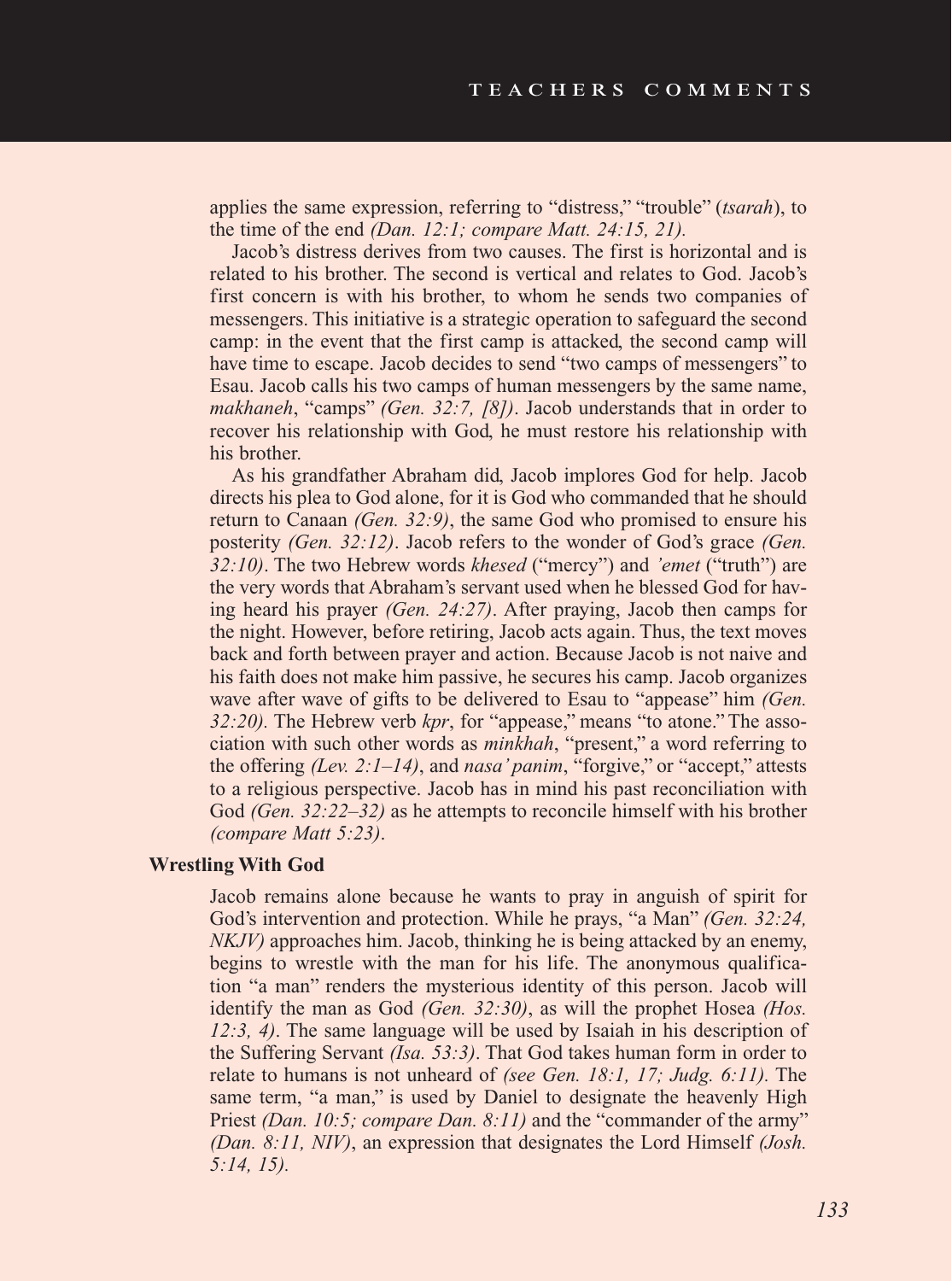applies the same expression, referring to "distress," "trouble" (*tsarah*), to the time of the end *(Dan. 12:1; compare Matt. 24:15, 21).*

Jacob's distress derives from two causes. The first is horizontal and is related to his brother. The second is vertical and relates to God. Jacob's first concern is with his brother, to whom he sends two companies of messengers. This initiative is a strategic operation to safeguard the second camp: in the event that the first camp is attacked, the second camp will have time to escape. Jacob decides to send "two camps of messengers" to Esau. Jacob calls his two camps of human messengers by the same name, *makhaneh*, "camps" *(Gen. 32:7, [8])*. Jacob understands that in order to recover his relationship with God, he must restore his relationship with his brother.

As his grandfather Abraham did, Jacob implores God for help. Jacob directs his plea to God alone, for it is God who commanded that he should return to Canaan *(Gen. 32:9)*, the same God who promised to ensure his posterity *(Gen. 32:12)*. Jacob refers to the wonder of God's grace *(Gen. 32:10)*. The two Hebrew words *khesed* ("mercy") and *'emet* ("truth") are the very words that Abraham's servant used when he blessed God for having heard his prayer *(Gen. 24:27)*. After praying, Jacob then camps for the night. However, before retiring, Jacob acts again. Thus, the text moves back and forth between prayer and action. Because Jacob is not naive and his faith does not make him passive, he secures his camp. Jacob organizes wave after wave of gifts to be delivered to Esau to "appease" him *(Gen. 32:20).* The Hebrew verb *kpr*, for "appease," means "to atone." The association with such other words as *minkhah*, "present," a word referring to the offering *(Lev. 2:1–14)*, and *nasa' panim*, "forgive," or "accept," attests to a religious perspective. Jacob has in mind his past reconciliation with God *(Gen. 32:22–32)* as he attempts to reconcile himself with his brother *(compare Matt 5:23)*.

**Wrestling With God**

Jacob remains alone because he wants to pray in anguish of spirit for God's intervention and protection. While he prays, "a Man" *(Gen. 32:24, NKJV)* approaches him. Jacob, thinking he is being attacked by an enemy, begins to wrestle with the man for his life. The anonymous qualification "a man" renders the mysterious identity of this person. Jacob will identify the man as God *(Gen. 32:30)*, as will the prophet Hosea *(Hos. 12:3, 4)*. The same language will be used by Isaiah in his description of the Suffering Servant *(Isa. 53:3)*. That God takes human form in order to relate to humans is not unheard of *(see Gen. 18:1, 17; Judg. 6:11)*. The same term, "a man," is used by Daniel to designate the heavenly High Priest *(Dan. 10:5; compare Dan. 8:11)* and the "commander of the army" *(Dan. 8:11, NIV)*, an expression that designates the Lord Himself *(Josh. 5:14, 15).*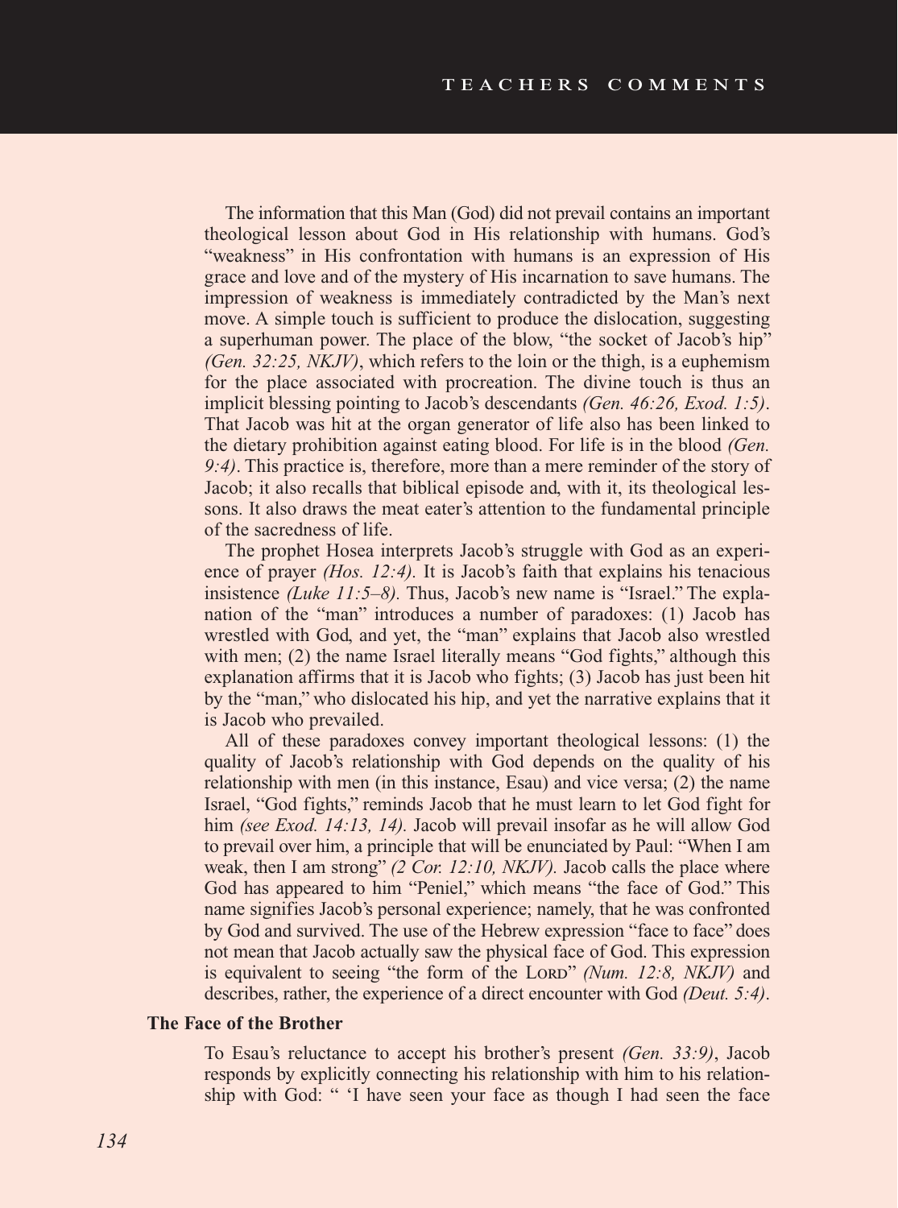The information that this Man (God) did not prevail contains an important theological lesson about God in His relationship with humans. God's "weakness" in His confrontation with humans is an expression of His grace and love and of the mystery of His incarnation to save humans. The impression of weakness is immediately contradicted by the Man's next move. A simple touch is sufficient to produce the dislocation, suggesting a superhuman power. The place of the blow, "the socket of Jacob's hip" *(Gen. 32:25, NKJV)*, which refers to the loin or the thigh, is a euphemism for the place associated with procreation. The divine touch is thus an implicit blessing pointing to Jacob's descendants *(Gen. 46:26, Exod. 1:5)*. That Jacob was hit at the organ generator of life also has been linked to the dietary prohibition against eating blood. For life is in the blood *(Gen. 9:4)*. This practice is, therefore, more than a mere reminder of the story of Jacob; it also recalls that biblical episode and, with it, its theological lessons. It also draws the meat eater's attention to the fundamental principle of the sacredness of life.

The prophet Hosea interprets Jacob's struggle with God as an experience of prayer *(Hos. 12:4).* It is Jacob's faith that explains his tenacious insistence *(Luke 11:5–8).* Thus, Jacob's new name is "Israel." The explanation of the "man" introduces a number of paradoxes: (1) Jacob has wrestled with God, and yet, the "man" explains that Jacob also wrestled with men; (2) the name Israel literally means "God fights," although this explanation affirms that it is Jacob who fights; (3) Jacob has just been hit by the "man," who dislocated his hip, and yet the narrative explains that it is Jacob who prevailed.

All of these paradoxes convey important theological lessons: (1) the quality of Jacob's relationship with God depends on the quality of his relationship with men (in this instance, Esau) and vice versa; (2) the name Israel, "God fights," reminds Jacob that he must learn to let God fight for him *(see Exod. 14:13, 14).* Jacob will prevail insofar as he will allow God to prevail over him, a principle that will be enunciated by Paul: "When I am weak, then I am strong" *(2 Cor. 12:10, NKJV).* Jacob calls the place where God has appeared to him "Peniel," which means "the face of God." This name signifies Jacob's personal experience; namely, that he was confronted by God and survived. The use of the Hebrew expression "face to face" does not mean that Jacob actually saw the physical face of God. This expression is equivalent to seeing "the form of the Lord" *(Num. 12:8, NKJV)* and describes, rather, the experience of a direct encounter with God *(Deut. 5:4)*.

**The Face of the Brother**

To Esau's reluctance to accept his brother's present *(Gen. 33:9)*, Jacob responds by explicitly connecting his relationship with him to his relationship with God: " 'I have seen your face as though I had seen the face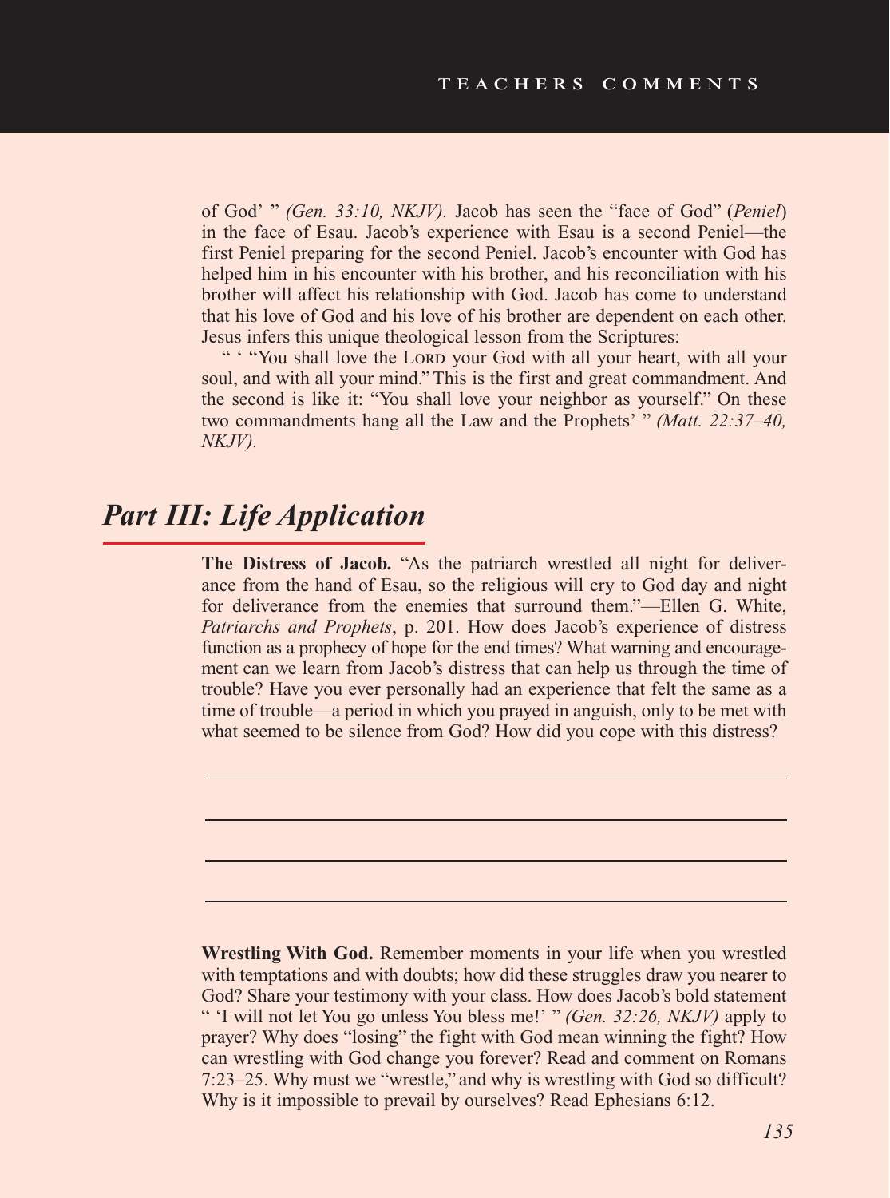of God' " *(Gen. 33:10, NKJV).* Jacob has seen the "face of God" (*Peniel*) in the face of Esau. Jacob's experience with Esau is a second Peniel—the first Peniel preparing for the second Peniel. Jacob's encounter with God has helped him in his encounter with his brother, and his reconciliation with his brother will affect his relationship with God. Jacob has come to understand that his love of God and his love of his brother are dependent on each other. Jesus infers this unique theological lesson from the Scriptures:

" ' "You shall love the Lord your God with all your heart, with all your soul, and with all your mind." This is the first and great commandment. And the second is like it: "You shall love your neighbor as yourself." On these two commandments hang all the Law and the Prophets' " *(Matt. 22:37–40, NKJV).*

## *Part III: Life Application*

**The Distress of Jacob.** "As the patriarch wrestled all night for deliverance from the hand of Esau, so the religious will cry to God day and night for deliverance from the enemies that surround them."—Ellen G. White, *Patriarchs and Prophets*, p. 201. How does Jacob's experience of distress function as a prophecy of hope for the end times? What warning and encouragement can we learn from Jacob's distress that can help us through the time of trouble? Have you ever personally had an experience that felt the same as a time of trouble—a period in which you prayed in anguish, only to be met with what seemed to be silence from God? How did you cope with this distress?

**Wrestling With God.** Remember moments in your life when you wrestled with temptations and with doubts; how did these struggles draw you nearer to God? Share your testimony with your class. How does Jacob's bold statement " 'I will not let You go unless You bless me!' " *(Gen. 32:26, NKJV)* apply to prayer? Why does "losing" the fight with God mean winning the fight? How can wrestling with God change you forever? Read and comment on Romans 7:23–25. Why must we "wrestle," and why is wrestling with God so difficult? Why is it impossible to prevail by ourselves? Read Ephesians 6:12.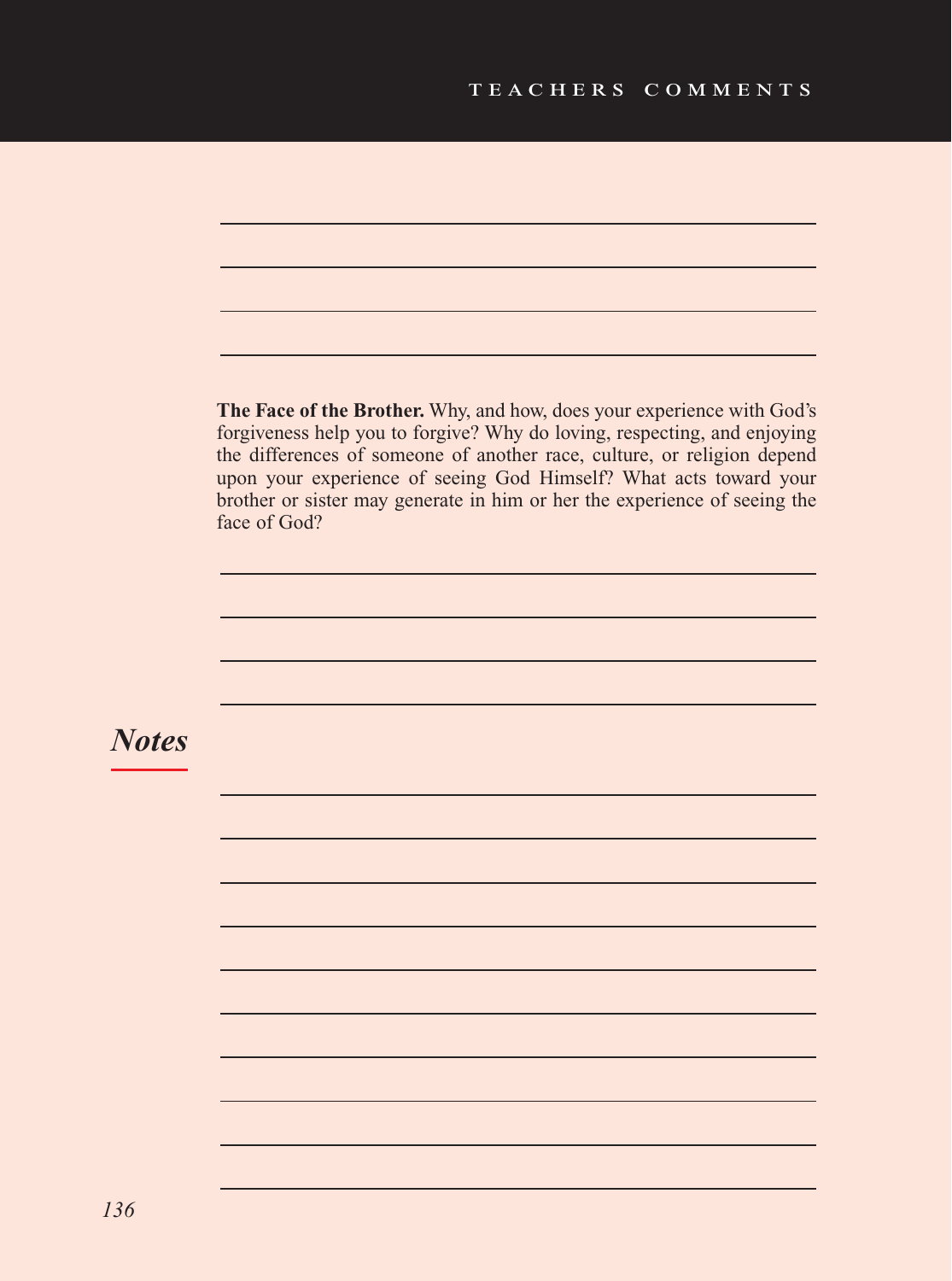**The Face of the Brother.** Why, and how, does your experience with God's forgiveness help you to forgive? Why do loving, respecting, and enjoying the differences of someone of another race, culture, or religion depend upon your experience of seeing God Himself? What acts toward your brother or sister may generate in him or her the experience of seeing the face of God?

## *Notes*